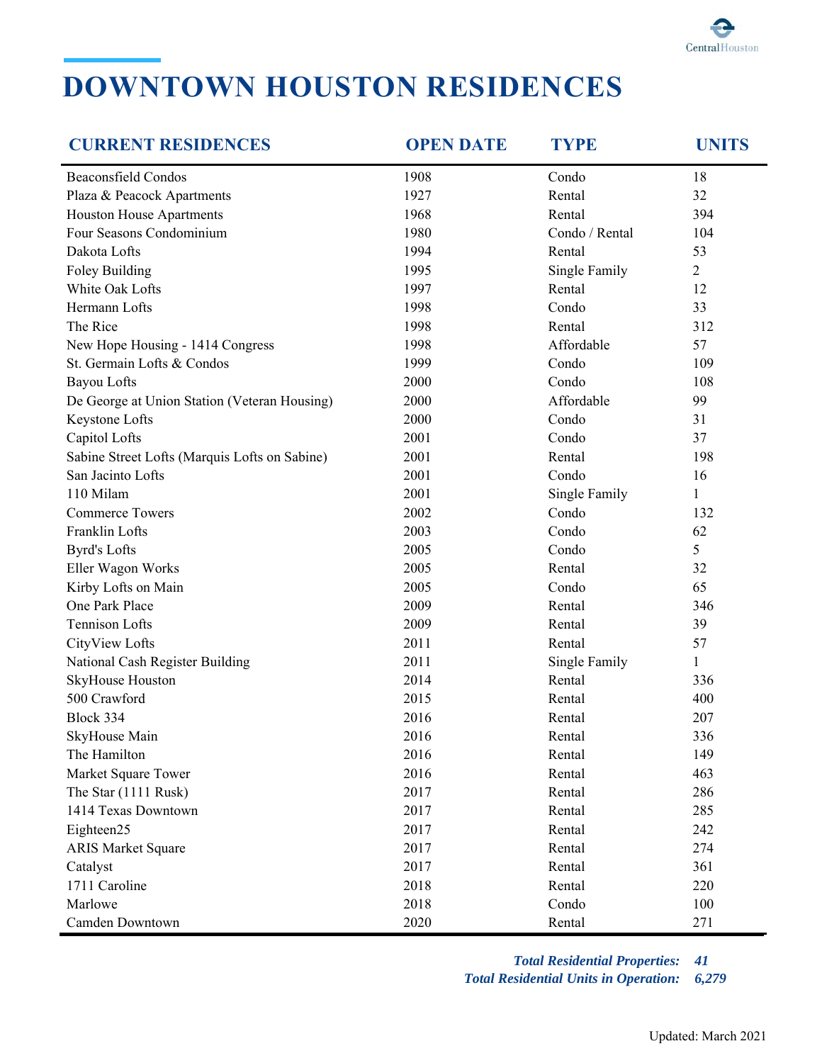# DOWNTOWN HOUSTON RESIDENCES

| CURRENT RESIDENCES | OPEN DATE | TYPE | UNITS |
|---|---|---|---|
| Beaconsfield Condos | 1908 | Condo | 18 |
| Plaza & Peacock Apartments | 1927 | Rental | 32 |
| Houston House Apartments | 1968 | Rental | 394 |
| Four Seasons Condominium | 1980 | Condo / Rental | 104 |
| Dakota Lofts | 1994 | Rental | 53 |
| Foley Building | 1995 | Single Family | 2 |
| White Oak Lofts | 1997 | Rental | 12 |
| Hermann Lofts | 1998 | Condo | 33 |
| The Rice | 1998 | Rental | 312 |
| New Hope Housing - 1414 Congress | 1998 | Affordable | 57 |
| St. Germain Lofts & Condos | 1999 | Condo | 109 |
| Bayou Lofts | 2000 | Condo | 108 |
| De George at Union Station (Veteran Housing) | 2000 | Affordable | 99 |
| Keystone Lofts | 2000 | Condo | 31 |
| Capitol Lofts | 2001 | Condo | 37 |
| Sabine Street Lofts (Marquis Lofts on Sabine) | 2001 | Rental | 198 |
| San Jacinto Lofts | 2001 | Condo | 16 |
| 110 Milam | 2001 | Single Family | 1 |
| Commerce Towers | 2002 | Condo | 132 |
| Franklin Lofts | 2003 | Condo | 62 |
| Byrd's Lofts | 2005 | Condo | 5 |
| Eller Wagon Works | 2005 | Rental | 32 |
| Kirby Lofts on Main | 2005 | Condo | 65 |
| One Park Place | 2009 | Rental | 346 |
| Tennison Lofts | 2009 | Rental | 39 |
| CityView Lofts | 2011 | Rental | 57 |
| National Cash Register Building | 2011 | Single Family | 1 |
| SkyHouse Houston | 2014 | Rental | 336 |
| 500 Crawford | 2015 | Rental | 400 |
| Block 334 | 2016 | Rental | 207 |
| SkyHouse Main | 2016 | Rental | 336 |
| The Hamilton | 2016 | Rental | 149 |
| Market Square Tower | 2016 | Rental | 463 |
| The Star (1111 Rusk) | 2017 | Rental | 286 |
| 1414 Texas Downtown | 2017 | Rental | 285 |
| Eighteen25 | 2017 | Rental | 242 |
| ARIS Market Square | 2017 | Rental | 274 |
| Catalyst | 2017 | Rental | 361 |
| 1711 Caroline | 2018 | Rental | 220 |
| Marlowe | 2018 | Condo | 100 |
| Camden Downtown | 2020 | Rental | 271 |

***Total Residential Properties: 41***
***Total Residential Units in Operation: 6,279***

Updated: March 2021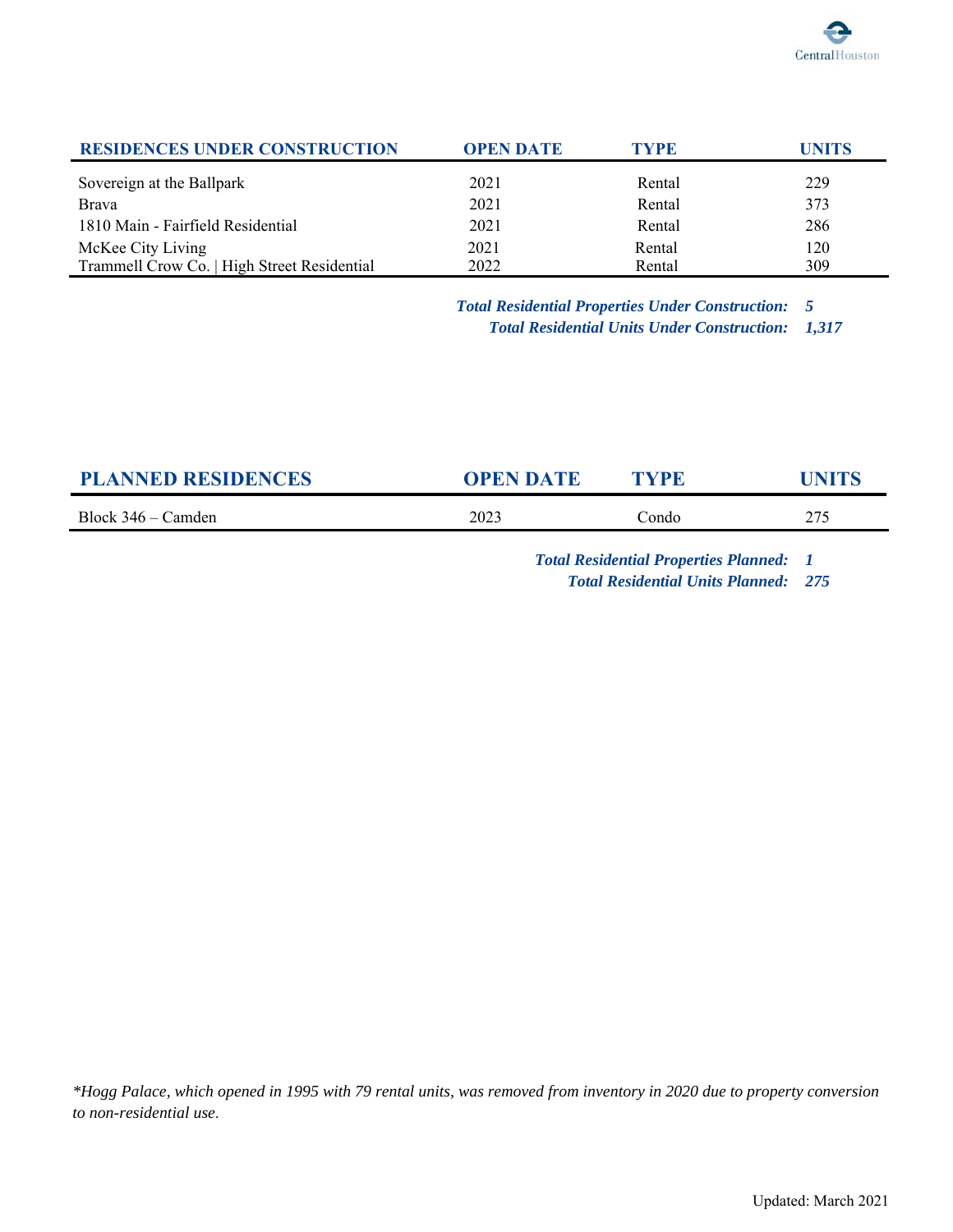| RESIDENCES UNDER CONSTRUCTION | OPEN DATE | TYPE | UNITS |
|---|---|---|---|
| Sovereign at the Ballpark | 2021 | Rental | 229 |
| Brava | 2021 | Rental | 373 |
| 1810 Main - Fairfield Residential | 2021 | Rental | 286 |
| McKee City Living | 2021 | Rental | 120 |
| Trammell Crow Co. \| High Street Residential | 2022 | Rental | 309 |

***Total Residential Properties Under Construction: 5***
***Total Residential Units Under Construction: 1,317***

| PLANNED RESIDENCES | OPEN DATE | TYPE | UNITS |
|---|---|---|---|
| Block 346 – Camden | 2023 | Condo | 275 |

***Total Residential Properties Planned: 1***
***Total Residential Units Planned: 275***

**Hogg Palace, which opened in 1995 with 79 rental units, was removed from inventory in 2020 due to property conversion to non-residential use.*

Updated: March 2021